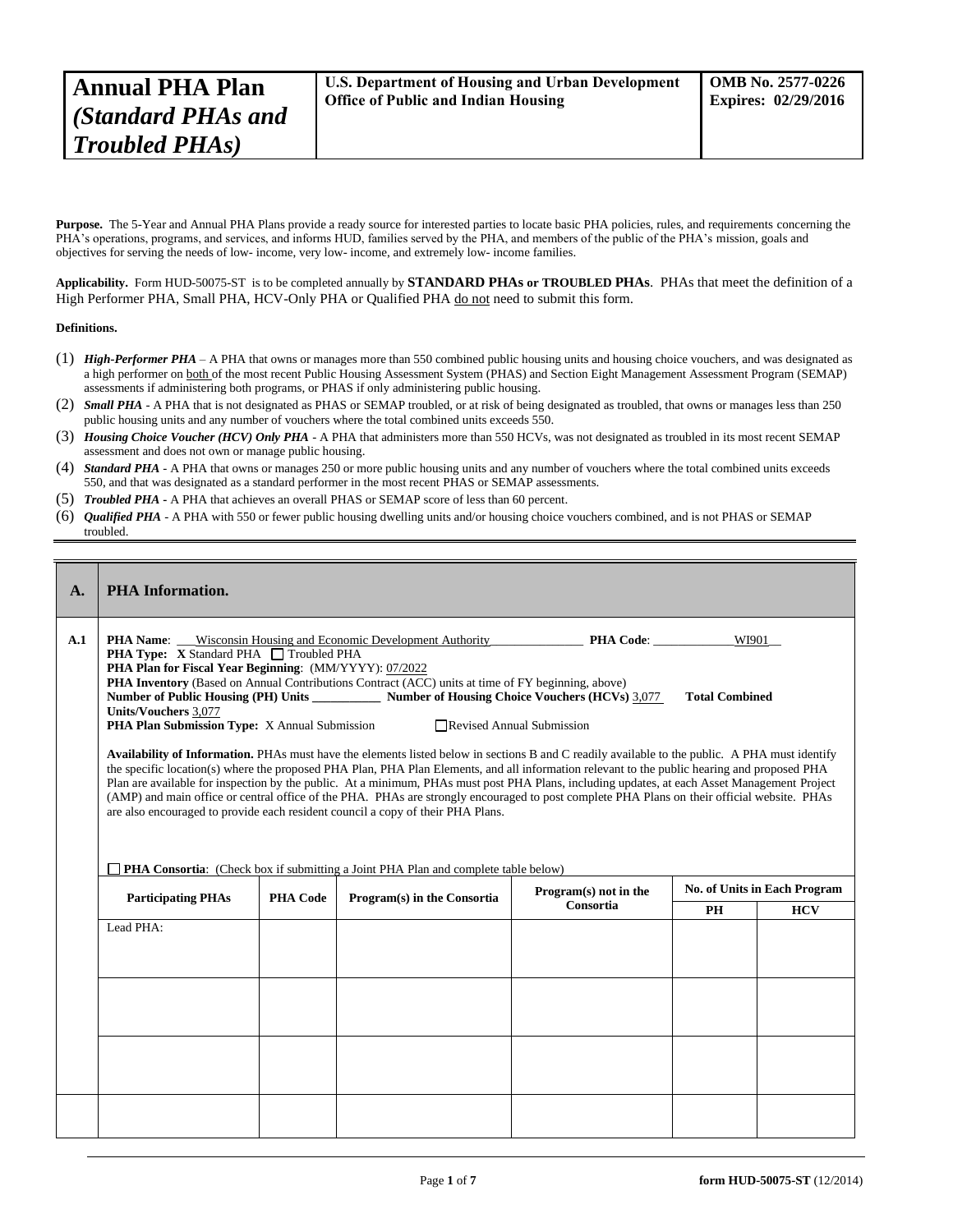| **Annual PHA Plan** *(Standard PHAs and Troubled PHAs)* | **U.S. Department of Housing and Urban Development Office of Public and Indian Housing** | **OMB No. 2577-0226 Expires: 02/29/2016** |
|---|---|---|

**Purpose.** The 5-Year and Annual PHA Plans provide a ready source for interested parties to locate basic PHA policies, rules, and requirements concerning the PHA's operations, programs, and services, and informs HUD, families served by the PHA, and members of the public of the PHA's mission, goals and objectives for serving the needs of low- income, very low- income, and extremely low- income families.

**Applicability.** Form HUD-50075-ST is to be completed annually by **STANDARD PHAs or TROUBLED PHAs**. PHAs that meet the definition of a High Performer PHA, Small PHA, HCV-Only PHA or Qualified PHA do not need to submit this form.

**Definitions.**

(1) ***High-Performer PHA*** – A PHA that owns or manages more than 550 combined public housing units and housing choice vouchers, and was designated as a high performer on both of the most recent Public Housing Assessment System (PHAS) and Section Eight Management Assessment Program (SEMAP) assessments if administering both programs, or PHAS if only administering public housing.

(2) ***Small PHA*** - A PHA that is not designated as PHAS or SEMAP troubled, or at risk of being designated as troubled, that owns or manages less than 250 public housing units and any number of vouchers where the total combined units exceeds 550.

(3) ***Housing Choice Voucher (HCV) Only PHA*** - A PHA that administers more than 550 HCVs, was not designated as troubled in its most recent SEMAP assessment and does not own or manage public housing.

(4) ***Standard PHA*** - A PHA that owns or manages 250 or more public housing units and any number of vouchers where the total combined units exceeds 550, and that was designated as a standard performer in the most recent PHAS or SEMAP assessments.

(5) ***Troubled PHA*** - A PHA that achieves an overall PHAS or SEMAP score of less than 60 percent.

(6) ***Qualified PHA*** - A PHA with 550 or fewer public housing dwelling units and/or housing choice vouchers combined, and is not PHAS or SEMAP troubled.

## A. PHA Information.

**A.1**

**PHA Name**: Wisconsin Housing and Economic Development Authority **PHA Code**: WI901

**PHA Type:** X Standard PHA ☐ Troubled PHA

**PHA Plan for Fiscal Year Beginning**: (MM/YYYY): 07/2022

**PHA Inventory** (Based on Annual Contributions Contract (ACC) units at time of FY beginning, above)

**Number of Public Housing (PH) Units** ___________ **Number of Housing Choice Vouchers (HCVs)** 3,077 **Total Combined Units/Vouchers** 3,077

**PHA Plan Submission Type:** X Annual Submission ☐ Revised Annual Submission

**Availability of Information.** PHAs must have the elements listed below in sections B and C readily available to the public. A PHA must identify the specific location(s) where the proposed PHA Plan, PHA Plan Elements, and all information relevant to the public hearing and proposed PHA Plan are available for inspection by the public. At a minimum, PHAs must post PHA Plans, including updates, at each Asset Management Project (AMP) and main office or central office of the PHA. PHAs are strongly encouraged to post complete PHA Plans on their official website. PHAs are also encouraged to provide each resident council a copy of their PHA Plans.

☐ **PHA Consortia**: (Check box if submitting a Joint PHA Plan and complete table below)

| Participating PHAs | PHA Code | Program(s) in the Consortia | Program(s) not in the Consortia | No. of Units in Each Program | |
|---|---|---|---|---|---|
| | | | | PH | HCV |
| Lead PHA: | | | | | |
| | | | | | |
| | | | | | |
| | | | | | |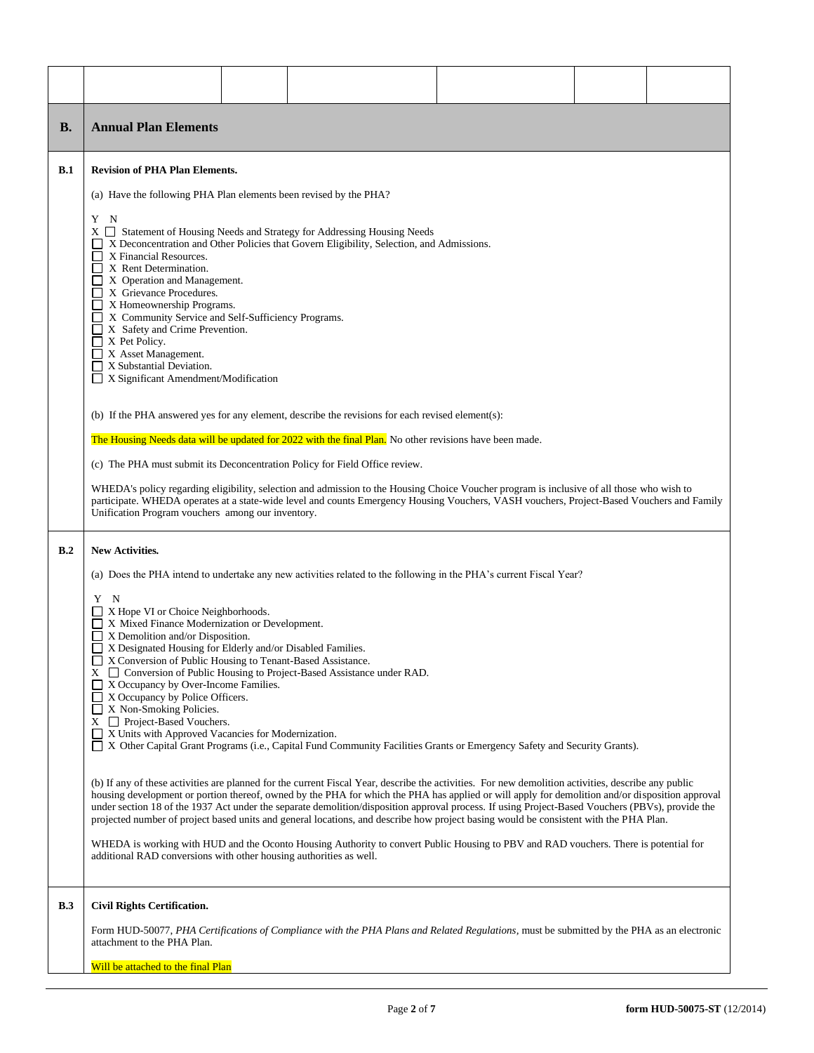| | | | | | | |
|---|---|---|---|---|---|---|
| | | | | | | |

## B. Annual Plan Elements

**B.1 Revision of PHA Plan Elements.**

(a) Have the following PHA Plan elements been revised by the PHA?

Y N
X ☐ Statement of Housing Needs and Strategy for Addressing Housing Needs
☐ X Deconcentration and Other Policies that Govern Eligibility, Selection, and Admissions.
☐ X Financial Resources.
☐ X Rent Determination.
☐ X Operation and Management.
☐ X Grievance Procedures.
☐ X Homeownership Programs.
☐ X Community Service and Self-Sufficiency Programs.
☐ X Safety and Crime Prevention.
☐ X Pet Policy.
☐ X Asset Management.
☐ X Substantial Deviation.
☐ X Significant Amendment/Modification

(b) If the PHA answered yes for any element, describe the revisions for each revised element(s):

The Housing Needs data will be updated for 2022 with the final Plan. No other revisions have been made.

(c) The PHA must submit its Deconcentration Policy for Field Office review.

WHEDA's policy regarding eligibility, selection and admission to the Housing Choice Voucher program is inclusive of all those who wish to participate. WHEDA operates at a state-wide level and counts Emergency Housing Vouchers, VASH vouchers, Project-Based Vouchers and Family Unification Program vouchers among our inventory.

**B.2 New Activities.**

(a) Does the PHA intend to undertake any new activities related to the following in the PHA's current Fiscal Year?

Y N
☐ X Hope VI or Choice Neighborhoods.
☐ X Mixed Finance Modernization or Development.
☐ X Demolition and/or Disposition.
☐ X Designated Housing for Elderly and/or Disabled Families.
☐ X Conversion of Public Housing to Tenant-Based Assistance.
X ☐ Conversion of Public Housing to Project-Based Assistance under RAD.
☐ X Occupancy by Over-Income Families.
☐ X Occupancy by Police Officers.
☐ X Non-Smoking Policies.
X ☐ Project-Based Vouchers.
☐ X Units with Approved Vacancies for Modernization.
☐ X Other Capital Grant Programs (i.e., Capital Fund Community Facilities Grants or Emergency Safety and Security Grants).

(b) If any of these activities are planned for the current Fiscal Year, describe the activities. For new demolition activities, describe any public housing development or portion thereof, owned by the PHA for which the PHA has applied or will apply for demolition and/or disposition approval under section 18 of the 1937 Act under the separate demolition/disposition approval process. If using Project-Based Vouchers (PBVs), provide the projected number of project based units and general locations, and describe how project basing would be consistent with the PHA Plan.

WHEDA is working with HUD and the Oconto Housing Authority to convert Public Housing to PBV and RAD vouchers. There is potential for additional RAD conversions with other housing authorities as well.

**B.3 Civil Rights Certification.**

Form HUD-50077, *PHA Certifications of Compliance with the PHA Plans and Related Regulations*, must be submitted by the PHA as an electronic attachment to the PHA Plan.

Will be attached to the final Plan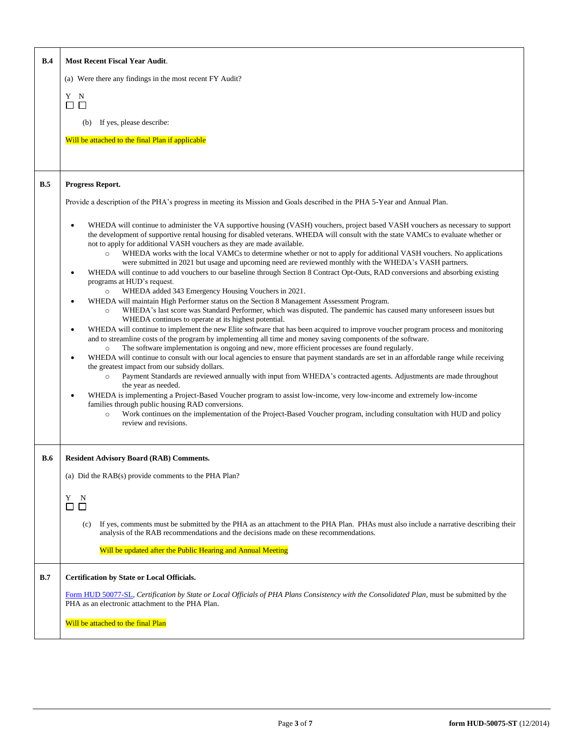| | |
|---|---|
| **B.4** | **Most Recent Fiscal Year Audit**.<br><br>(a) Were there any findings in the most recent FY Audit?<br><br>Y N<br>☐ ☐<br><br>(b) If yes, please describe:<br><br>Will be attached to the final Plan if applicable |
| **B.5** | **Progress Report.**<br><br>Provide a description of the PHA's progress in meeting its Mission and Goals described in the PHA 5-Year and Annual Plan.<br><br>• WHEDA will continue to administer the VA supportive housing (VASH) vouchers, project based VASH vouchers as necessary to support the development of supportive rental housing for disabled veterans. WHEDA will consult with the state VAMCs to evaluate whether or not to apply for additional VASH vouchers as they are made available.<br>  ○ WHEDA works with the local VAMCs to determine whether or not to apply for additional VASH vouchers. No applications were submitted in 2021 but usage and upcoming need are reviewed monthly with the WHEDA's VASH partners.<br>• WHEDA will continue to add vouchers to our baseline through Section 8 Contract Opt-Outs, RAD conversions and absorbing existing programs at HUD's request.<br>  ○ WHEDA added 343 Emergency Housing Vouchers in 2021.<br>• WHEDA will maintain High Performer status on the Section 8 Management Assessment Program.<br>  ○ WHEDA's last score was Standard Performer, which was disputed. The pandemic has caused many unforeseen issues but WHEDA continues to operate at its highest potential.<br>• WHEDA will continue to implement the new Elite software that has been acquired to improve voucher program process and monitoring and to streamline costs of the program by implementing all time and money saving components of the software.<br>  ○ The software implementation is ongoing and new, more efficient processes are found regularly.<br>• WHEDA will continue to consult with our local agencies to ensure that payment standards are set in an affordable range while receiving the greatest impact from our subsidy dollars.<br>  ○ Payment Standards are reviewed annually with input from WHEDA's contracted agents. Adjustments are made throughout the year as needed.<br>• WHEDA is implementing a Project-Based Voucher program to assist low-income, very low-income and extremely low-income families through public housing RAD conversions.<br>  ○ Work continues on the implementation of the Project-Based Voucher program, including consultation with HUD and policy review and revisions. |
| **B.6** | **Resident Advisory Board (RAB) Comments.**<br><br>(a) Did the RAB(s) provide comments to the PHA Plan?<br><br>Y N<br>☐ ☐<br><br>(c) If yes, comments must be submitted by the PHA as an attachment to the PHA Plan. PHAs must also include a narrative describing their analysis of the RAB recommendations and the decisions made on these recommendations.<br><br>Will be updated after the Public Hearing and Annual Meeting |
| **B.7** | **Certification by State or Local Officials.**<br><br>Form HUD 50077-SL, *Certification by State or Local Officials of PHA Plans Consistency with the Consolidated Plan*, must be submitted by the PHA as an electronic attachment to the PHA Plan.<br><br>Will be attached to the final Plan |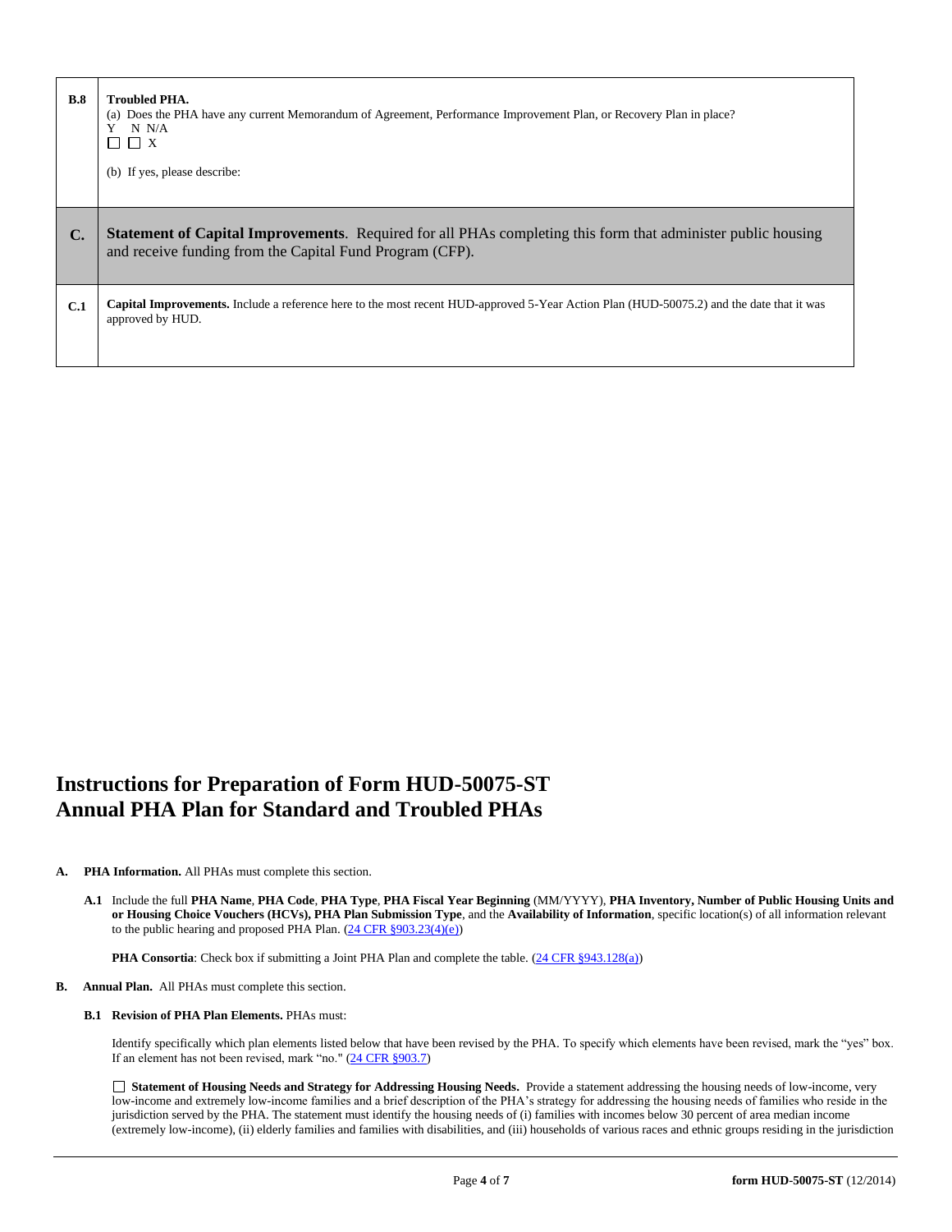| | |
|---|---|
| **B.8** | **Troubled PHA.**<br>(a) Does the PHA have any current Memorandum of Agreement, Performance Improvement Plan, or Recovery Plan in place?<br>Y N N/A<br>☐ ☐ X<br><br>(b) If yes, please describe: |
| **C.** | **Statement of Capital Improvements**. Required for all PHAs completing this form that administer public housing and receive funding from the Capital Fund Program (CFP). |
| **C.1** | **Capital Improvements.** Include a reference here to the most recent HUD-approved 5-Year Action Plan (HUD-50075.2) and the date that it was approved by HUD. |

# Instructions for Preparation of Form HUD-50075-ST Annual PHA Plan for Standard and Troubled PHAs

**A. PHA Information.** All PHAs must complete this section.

**A.1** Include the full **PHA Name**, **PHA Code**, **PHA Type**, **PHA Fiscal Year Beginning** (MM/YYYY), **PHA Inventory, Number of Public Housing Units and or Housing Choice Vouchers (HCVs), PHA Plan Submission Type**, and the **Availability of Information**, specific location(s) of all information relevant to the public hearing and proposed PHA Plan. (24 CFR §903.23(4)(e))

**PHA Consortia**: Check box if submitting a Joint PHA Plan and complete the table. (24 CFR §943.128(a))

**B. Annual Plan.** All PHAs must complete this section.

**B.1 Revision of PHA Plan Elements.** PHAs must:

Identify specifically which plan elements listed below that have been revised by the PHA. To specify which elements have been revised, mark the "yes" box. If an element has not been revised, mark "no." (24 CFR §903.7)

☐ **Statement of Housing Needs and Strategy for Addressing Housing Needs.** Provide a statement addressing the housing needs of low-income, very low-income and extremely low-income families and a brief description of the PHA's strategy for addressing the housing needs of families who reside in the jurisdiction served by the PHA. The statement must identify the housing needs of (i) families with incomes below 30 percent of area median income (extremely low-income), (ii) elderly families and families with disabilities, and (iii) households of various races and ethnic groups residing in the jurisdiction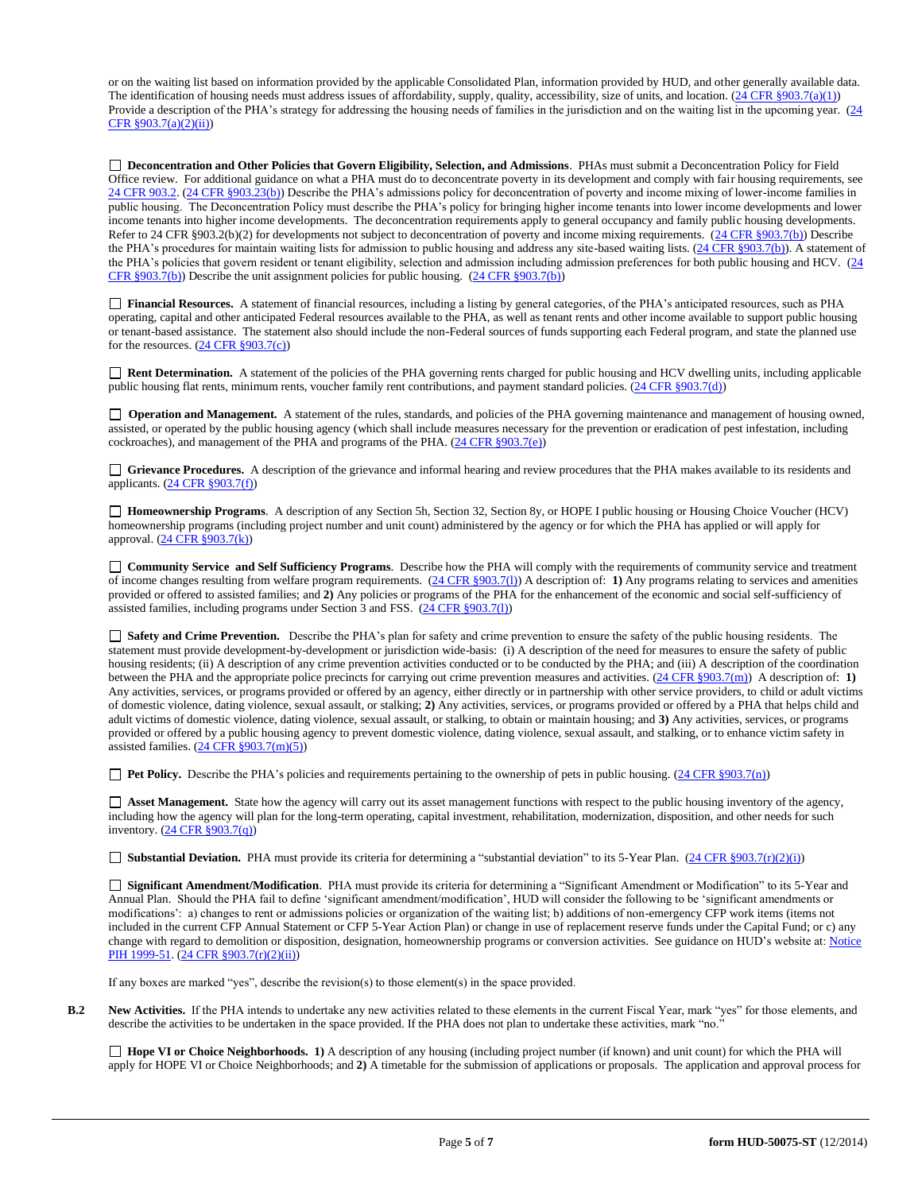or on the waiting list based on information provided by the applicable Consolidated Plan, information provided by HUD, and other generally available data. The identification of housing needs must address issues of affordability, supply, quality, accessibility, size of units, and location. (24 CFR §903.7(a)(1)) Provide a description of the PHA's strategy for addressing the housing needs of families in the jurisdiction and on the waiting list in the upcoming year. (24 CFR §903.7(a)(2)(ii))

☐ **Deconcentration and Other Policies that Govern Eligibility, Selection, and Admissions**. PHAs must submit a Deconcentration Policy for Field Office review. For additional guidance on what a PHA must do to deconcentrate poverty in its development and comply with fair housing requirements, see 24 CFR 903.2. (24 CFR §903.23(b)) Describe the PHA's admissions policy for deconcentration of poverty and income mixing of lower-income families in public housing. The Deconcentration Policy must describe the PHA's policy for bringing higher income tenants into lower income developments and lower income tenants into higher income developments. The deconcentration requirements apply to general occupancy and family public housing developments. Refer to 24 CFR §903.2(b)(2) for developments not subject to deconcentration of poverty and income mixing requirements. (24 CFR §903.7(b)) Describe the PHA's procedures for maintain waiting lists for admission to public housing and address any site-based waiting lists. (24 CFR §903.7(b)). A statement of the PHA's policies that govern resident or tenant eligibility, selection and admission including admission preferences for both public housing and HCV. (24 CFR §903.7(b)) Describe the unit assignment policies for public housing. (24 CFR §903.7(b))

☐ **Financial Resources.** A statement of financial resources, including a listing by general categories, of the PHA's anticipated resources, such as PHA operating, capital and other anticipated Federal resources available to the PHA, as well as tenant rents and other income available to support public housing or tenant-based assistance. The statement also should include the non-Federal sources of funds supporting each Federal program, and state the planned use for the resources. (24 CFR §903.7(c))

☐ **Rent Determination.** A statement of the policies of the PHA governing rents charged for public housing and HCV dwelling units, including applicable public housing flat rents, minimum rents, voucher family rent contributions, and payment standard policies. (24 CFR §903.7(d))

☐ **Operation and Management.** A statement of the rules, standards, and policies of the PHA governing maintenance and management of housing owned, assisted, or operated by the public housing agency (which shall include measures necessary for the prevention or eradication of pest infestation, including cockroaches), and management of the PHA and programs of the PHA. (24 CFR §903.7(e))

☐ **Grievance Procedures.** A description of the grievance and informal hearing and review procedures that the PHA makes available to its residents and applicants. (24 CFR §903.7(f))

☐ **Homeownership Programs**. A description of any Section 5h, Section 32, Section 8y, or HOPE I public housing or Housing Choice Voucher (HCV) homeownership programs (including project number and unit count) administered by the agency or for which the PHA has applied or will apply for approval. (24 CFR §903.7(k))

☐ **Community Service and Self Sufficiency Programs**. Describe how the PHA will comply with the requirements of community service and treatment of income changes resulting from welfare program requirements. (24 CFR §903.7(l)) A description of: **1)** Any programs relating to services and amenities provided or offered to assisted families; and **2)** Any policies or programs of the PHA for the enhancement of the economic and social self-sufficiency of assisted families, including programs under Section 3 and FSS. (24 CFR §903.7(l))

☐ **Safety and Crime Prevention.** Describe the PHA's plan for safety and crime prevention to ensure the safety of the public housing residents. The statement must provide development-by-development or jurisdiction wide-basis: (i) A description of the need for measures to ensure the safety of public housing residents; (ii) A description of any crime prevention activities conducted or to be conducted by the PHA; and (iii) A description of the coordination between the PHA and the appropriate police precincts for carrying out crime prevention measures and activities. (24 CFR §903.7(m)) A description of: **1)** Any activities, services, or programs provided or offered by an agency, either directly or in partnership with other service providers, to child or adult victims of domestic violence, dating violence, sexual assault, or stalking; **2)** Any activities, services, or programs provided or offered by a PHA that helps child and adult victims of domestic violence, dating violence, sexual assault, or stalking, to obtain or maintain housing; and **3)** Any activities, services, or programs provided or offered by a public housing agency to prevent domestic violence, dating violence, sexual assault, and stalking, or to enhance victim safety in assisted families. (24 CFR §903.7(m)(5))

☐ **Pet Policy.** Describe the PHA's policies and requirements pertaining to the ownership of pets in public housing. (24 CFR §903.7(n))

☐ **Asset Management.** State how the agency will carry out its asset management functions with respect to the public housing inventory of the agency, including how the agency will plan for the long-term operating, capital investment, rehabilitation, modernization, disposition, and other needs for such inventory. (24 CFR §903.7(q))

☐ **Substantial Deviation.** PHA must provide its criteria for determining a "substantial deviation" to its 5-Year Plan. (24 CFR §903.7(r)(2)(i))

☐ **Significant Amendment/Modification**. PHA must provide its criteria for determining a "Significant Amendment or Modification" to its 5-Year and Annual Plan. Should the PHA fail to define 'significant amendment/modification', HUD will consider the following to be 'significant amendments or modifications': a) changes to rent or admissions policies or organization of the waiting list; b) additions of non-emergency CFP work items (items not included in the current CFP Annual Statement or CFP 5-Year Action Plan) or change in use of replacement reserve funds under the Capital Fund; or c) any change with regard to demolition or disposition, designation, homeownership programs or conversion activities. See guidance on HUD's website at: Notice PIH 1999-51. (24 CFR §903.7(r)(2)(ii))

If any boxes are marked "yes", describe the revision(s) to those element(s) in the space provided.

**B.2** **New Activities.** If the PHA intends to undertake any new activities related to these elements in the current Fiscal Year, mark "yes" for those elements, and describe the activities to be undertaken in the space provided. If the PHA does not plan to undertake these activities, mark "no."

☐ **Hope VI or Choice Neighborhoods. 1)** A description of any housing (including project number (if known) and unit count) for which the PHA will apply for HOPE VI or Choice Neighborhoods; and **2)** A timetable for the submission of applications or proposals. The application and approval process for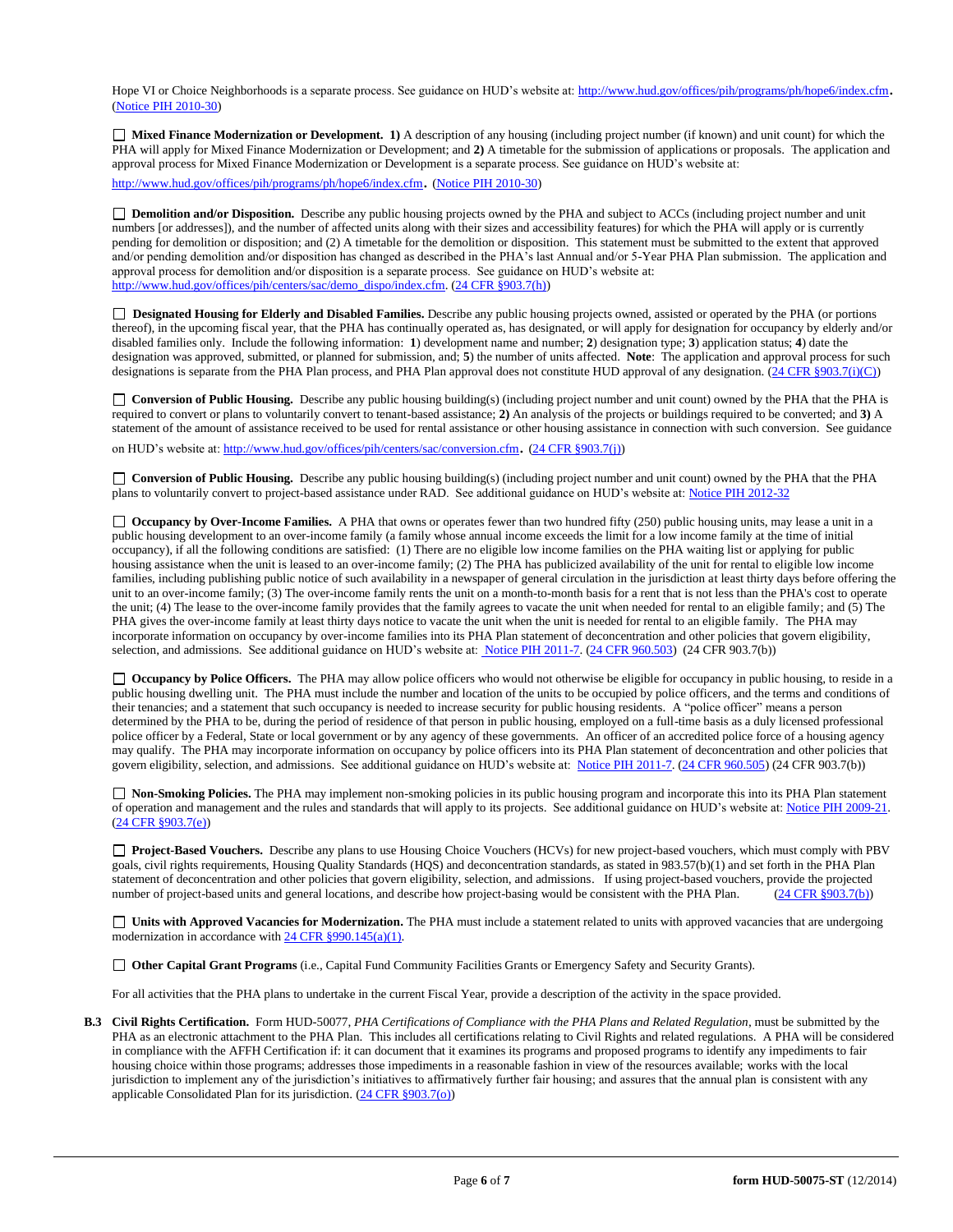Hope VI or Choice Neighborhoods is a separate process. See guidance on HUD's website at: http://www.hud.gov/offices/pih/programs/ph/hope6/index.cfm. (Notice PIH 2010-30)

☐ **Mixed Finance Modernization or Development. 1)** A description of any housing (including project number (if known) and unit count) for which the PHA will apply for Mixed Finance Modernization or Development; and **2)** A timetable for the submission of applications or proposals. The application and approval process for Mixed Finance Modernization or Development is a separate process. See guidance on HUD's website at: http://www.hud.gov/offices/pih/programs/ph/hope6/index.cfm. (Notice PIH 2010-30)

☐ **Demolition and/or Disposition.** Describe any public housing projects owned by the PHA and subject to ACCs (including project number and unit numbers [or addresses]), and the number of affected units along with their sizes and accessibility features) for which the PHA will apply or is currently pending for demolition or disposition; and (2) A timetable for the demolition or disposition. This statement must be submitted to the extent that approved and/or pending demolition and/or disposition has changed as described in the PHA's last Annual and/or 5-Year PHA Plan submission. The application and approval process for demolition and/or disposition is a separate process. See guidance on HUD's website at: http://www.hud.gov/offices/pih/centers/sac/demo_dispo/index.cfm. (24 CFR §903.7(h))

☐ **Designated Housing for Elderly and Disabled Families.** Describe any public housing projects owned, assisted or operated by the PHA (or portions thereof), in the upcoming fiscal year, that the PHA has continually operated as, has designated, or will apply for designation for occupancy by elderly and/or disabled families only. Include the following information: **1**) development name and number; **2**) designation type; **3**) application status; **4**) date the designation was approved, submitted, or planned for submission, and; **5**) the number of units affected. **Note**: The application and approval process for such designations is separate from the PHA Plan process, and PHA Plan approval does not constitute HUD approval of any designation. (24 CFR §903.7(i)(C))

☐ **Conversion of Public Housing.** Describe any public housing building(s) (including project number and unit count) owned by the PHA that the PHA is required to convert or plans to voluntarily convert to tenant-based assistance; **2)** An analysis of the projects or buildings required to be converted; and **3)** A statement of the amount of assistance received to be used for rental assistance or other housing assistance in connection with such conversion. See guidance on HUD's website at: http://www.hud.gov/offices/pih/centers/sac/conversion.cfm. (24 CFR §903.7(j))

☐ **Conversion of Public Housing.** Describe any public housing building(s) (including project number and unit count) owned by the PHA that the PHA plans to voluntarily convert to project-based assistance under RAD. See additional guidance on HUD's website at: Notice PIH 2012-32

☐ **Occupancy by Over-Income Families.** A PHA that owns or operates fewer than two hundred fifty (250) public housing units, may lease a unit in a public housing development to an over-income family (a family whose annual income exceeds the limit for a low income family at the time of initial occupancy), if all the following conditions are satisfied: (1) There are no eligible low income families on the PHA waiting list or applying for public housing assistance when the unit is leased to an over-income family; (2) The PHA has publicized availability of the unit for rental to eligible low income families, including publishing public notice of such availability in a newspaper of general circulation in the jurisdiction at least thirty days before offering the unit to an over-income family; (3) The over-income family rents the unit on a month-to-month basis for a rent that is not less than the PHA's cost to operate the unit; (4) The lease to the over-income family provides that the family agrees to vacate the unit when needed for rental to an eligible family; and (5) The PHA gives the over-income family at least thirty days notice to vacate the unit when the unit is needed for rental to an eligible family. The PHA may incorporate information on occupancy by over-income families into its PHA Plan statement of deconcentration and other policies that govern eligibility, selection, and admissions. See additional guidance on HUD's website at: Notice PIH 2011-7. (24 CFR 960.503) (24 CFR 903.7(b))

☐ **Occupancy by Police Officers.** The PHA may allow police officers who would not otherwise be eligible for occupancy in public housing, to reside in a public housing dwelling unit. The PHA must include the number and location of the units to be occupied by police officers, and the terms and conditions of their tenancies; and a statement that such occupancy is needed to increase security for public housing residents. A "police officer" means a person determined by the PHA to be, during the period of residence of that person in public housing, employed on a full-time basis as a duly licensed professional police officer by a Federal, State or local government or by any agency of these governments. An officer of an accredited police force of a housing agency may qualify. The PHA may incorporate information on occupancy by police officers into its PHA Plan statement of deconcentration and other policies that govern eligibility, selection, and admissions. See additional guidance on HUD's website at: Notice PIH 2011-7. (24 CFR 960.505) (24 CFR 903.7(b))

☐ **Non-Smoking Policies.** The PHA may implement non-smoking policies in its public housing program and incorporate this into its PHA Plan statement of operation and management and the rules and standards that will apply to its projects. See additional guidance on HUD's website at: Notice PIH 2009-21. (24 CFR §903.7(e))

☐ **Project-Based Vouchers.** Describe any plans to use Housing Choice Vouchers (HCVs) for new project-based vouchers, which must comply with PBV goals, civil rights requirements, Housing Quality Standards (HQS) and deconcentration standards, as stated in 983.57(b)(1) and set forth in the PHA Plan statement of deconcentration and other policies that govern eligibility, selection, and admissions. If using project-based vouchers, provide the projected number of project-based units and general locations, and describe how project-basing would be consistent with the PHA Plan. (24 CFR §903.7(b))

☐ **Units with Approved Vacancies for Modernization.** The PHA must include a statement related to units with approved vacancies that are undergoing modernization in accordance with 24 CFR §990.145(a)(1).

☐ **Other Capital Grant Programs** (i.e., Capital Fund Community Facilities Grants or Emergency Safety and Security Grants).

For all activities that the PHA plans to undertake in the current Fiscal Year, provide a description of the activity in the space provided.

**B.3 Civil Rights Certification.** Form HUD-50077, *PHA Certifications of Compliance with the PHA Plans and Related Regulation*, must be submitted by the PHA as an electronic attachment to the PHA Plan. This includes all certifications relating to Civil Rights and related regulations. A PHA will be considered in compliance with the AFFH Certification if: it can document that it examines its programs and proposed programs to identify any impediments to fair housing choice within those programs; addresses those impediments in a reasonable fashion in view of the resources available; works with the local jurisdiction to implement any of the jurisdiction's initiatives to affirmatively further fair housing; and assures that the annual plan is consistent with any applicable Consolidated Plan for its jurisdiction. (24 CFR §903.7(o))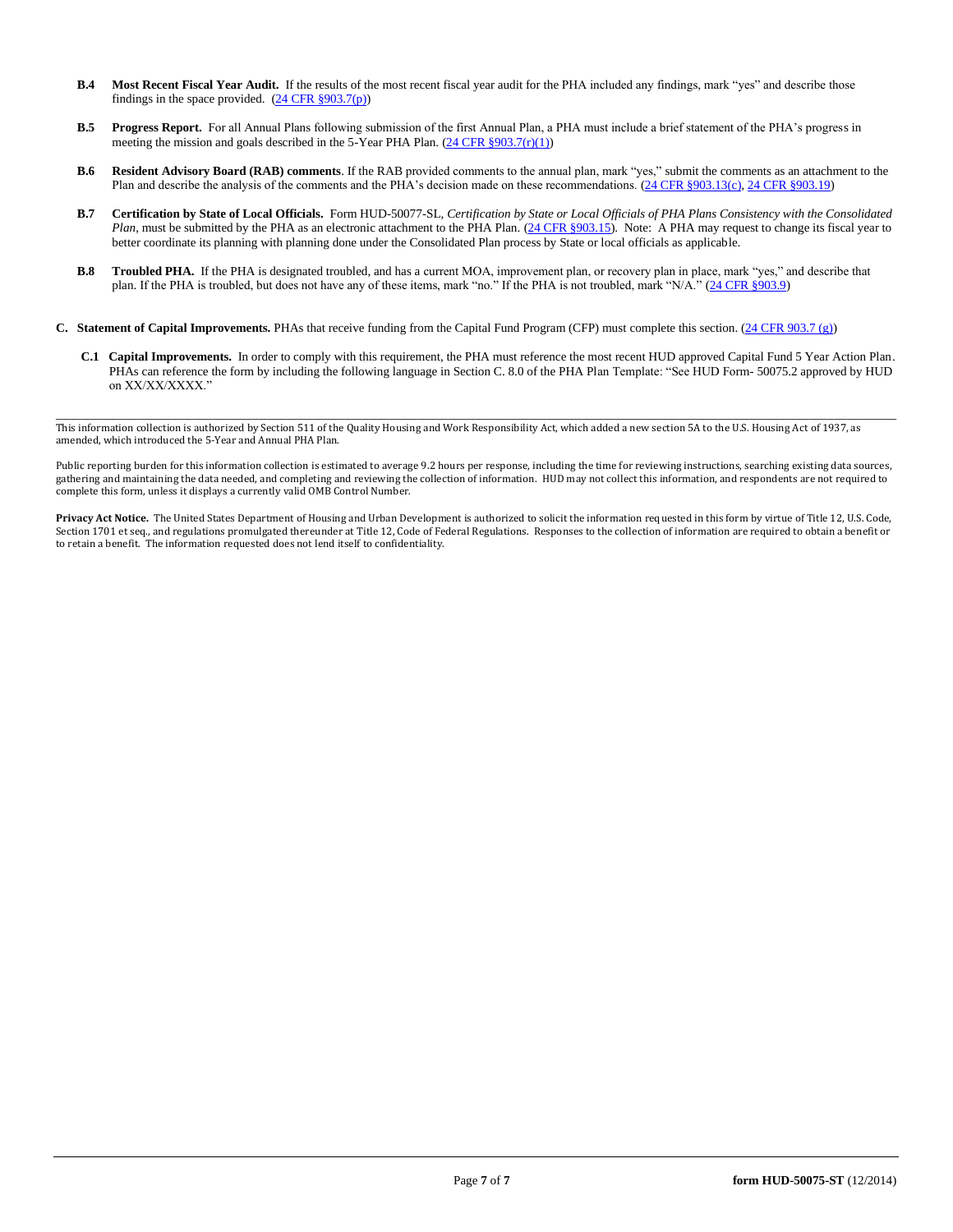**B.4 Most Recent Fiscal Year Audit.** If the results of the most recent fiscal year audit for the PHA included any findings, mark "yes" and describe those findings in the space provided. (24 CFR §903.7(p))

**B.5 Progress Report.** For all Annual Plans following submission of the first Annual Plan, a PHA must include a brief statement of the PHA's progress in meeting the mission and goals described in the 5-Year PHA Plan. (24 CFR §903.7(r)(1))

**B.6 Resident Advisory Board (RAB) comments**. If the RAB provided comments to the annual plan, mark "yes," submit the comments as an attachment to the Plan and describe the analysis of the comments and the PHA's decision made on these recommendations. (24 CFR §903.13(c), 24 CFR §903.19)

**B.7 Certification by State of Local Officials.** Form HUD-50077-SL, *Certification by State or Local Officials of PHA Plans Consistency with the Consolidated Plan*, must be submitted by the PHA as an electronic attachment to the PHA Plan. (24 CFR §903.15). Note: A PHA may request to change its fiscal year to better coordinate its planning with planning done under the Consolidated Plan process by State or local officials as applicable.

**B.8 Troubled PHA.** If the PHA is designated troubled, and has a current MOA, improvement plan, or recovery plan in place, mark "yes," and describe that plan. If the PHA is troubled, but does not have any of these items, mark "no." If the PHA is not troubled, mark "N/A." (24 CFR §903.9)

**C. Statement of Capital Improvements.** PHAs that receive funding from the Capital Fund Program (CFP) must complete this section. (24 CFR 903.7 (g))

**C.1 Capital Improvements.** In order to comply with this requirement, the PHA must reference the most recent HUD approved Capital Fund 5 Year Action Plan. PHAs can reference the form by including the following language in Section C. 8.0 of the PHA Plan Template: "See HUD Form- 50075.2 approved by HUD on XX/XX/XXXX."

---

This information collection is authorized by Section 511 of the Quality Housing and Work Responsibility Act, which added a new section 5A to the U.S. Housing Act of 1937, as amended, which introduced the 5-Year and Annual PHA Plan.

Public reporting burden for this information collection is estimated to average 9.2 hours per response, including the time for reviewing instructions, searching existing data sources, gathering and maintaining the data needed, and completing and reviewing the collection of information. HUD may not collect this information, and respondents are not required to complete this form, unless it displays a currently valid OMB Control Number.

**Privacy Act Notice.** The United States Department of Housing and Urban Development is authorized to solicit the information requested in this form by virtue of Title 12, U.S. Code, Section 1701 et seq., and regulations promulgated thereunder at Title 12, Code of Federal Regulations. Responses to the collection of information are required to obtain a benefit or to retain a benefit. The information requested does not lend itself to confidentiality.